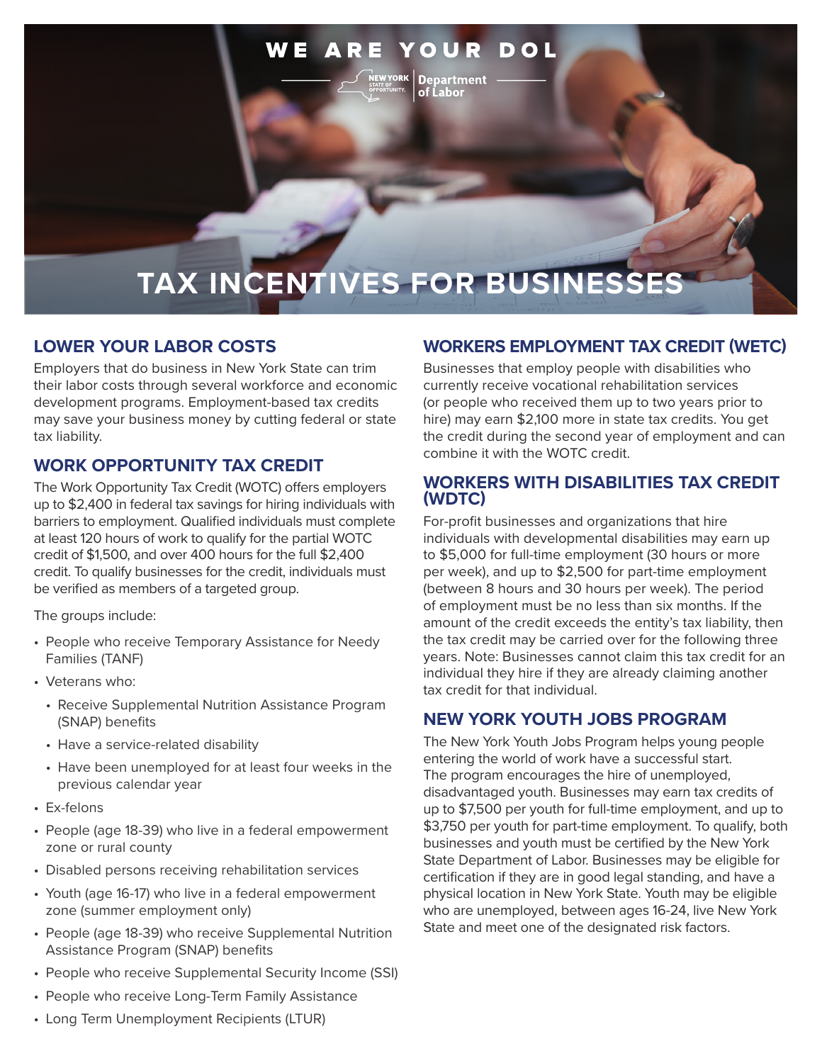WE ARE YOUR DOL

NEW YORK STATE OF OPPORTUNITY. | Department of Labor

# TAX INCENTIVES FOR BUSINESSES

## LOWER YOUR LABOR COSTS

Employers that do business in New York State can trim their labor costs through several workforce and economic development programs. Employment-based tax credits may save your business money by cutting federal or state tax liability.

## WORK OPPORTUNITY TAX CREDIT

The Work Opportunity Tax Credit (WOTC) offers employers up to $2,400 in federal tax savings for hiring individuals with barriers to employment. Qualified individuals must complete at least 120 hours of work to qualify for the partial WOTC credit of $1,500, and over 400 hours for the full $2,400 credit. To qualify businesses for the credit, individuals must be verified as members of a targeted group.

The groups include:

- People who receive Temporary Assistance for Needy Families (TANF)
- Veterans who:
  - Receive Supplemental Nutrition Assistance Program (SNAP) benefits
  - Have a service-related disability
  - Have been unemployed for at least four weeks in the previous calendar year
- Ex-felons
- People (age 18-39) who live in a federal empowerment zone or rural county
- Disabled persons receiving rehabilitation services
- Youth (age 16-17) who live in a federal empowerment zone (summer employment only)
- People (age 18-39) who receive Supplemental Nutrition Assistance Program (SNAP) benefits
- People who receive Supplemental Security Income (SSI)
- People who receive Long-Term Family Assistance
- Long Term Unemployment Recipients (LTUR)

## WORKERS EMPLOYMENT TAX CREDIT (WETC)

Businesses that employ people with disabilities who currently receive vocational rehabilitation services (or people who received them up to two years prior to hire) may earn $2,100 more in state tax credits. You get the credit during the second year of employment and can combine it with the WOTC credit.

## WORKERS WITH DISABILITIES TAX CREDIT (WDTC)

For-profit businesses and organizations that hire individuals with developmental disabilities may earn up to $5,000 for full-time employment (30 hours or more per week), and up to $2,500 for part-time employment (between 8 hours and 30 hours per week). The period of employment must be no less than six months. If the amount of the credit exceeds the entity's tax liability, then the tax credit may be carried over for the following three years. Note: Businesses cannot claim this tax credit for an individual they hire if they are already claiming another tax credit for that individual.

## NEW YORK YOUTH JOBS PROGRAM

The New York Youth Jobs Program helps young people entering the world of work have a successful start. The program encourages the hire of unemployed, disadvantaged youth. Businesses may earn tax credits of up to $7,500 per youth for full-time employment, and up to $3,750 per youth for part-time employment. To qualify, both businesses and youth must be certified by the New York State Department of Labor. Businesses may be eligible for certification if they are in good legal standing, and have a physical location in New York State. Youth may be eligible who are unemployed, between ages 16-24, live New York State and meet one of the designated risk factors.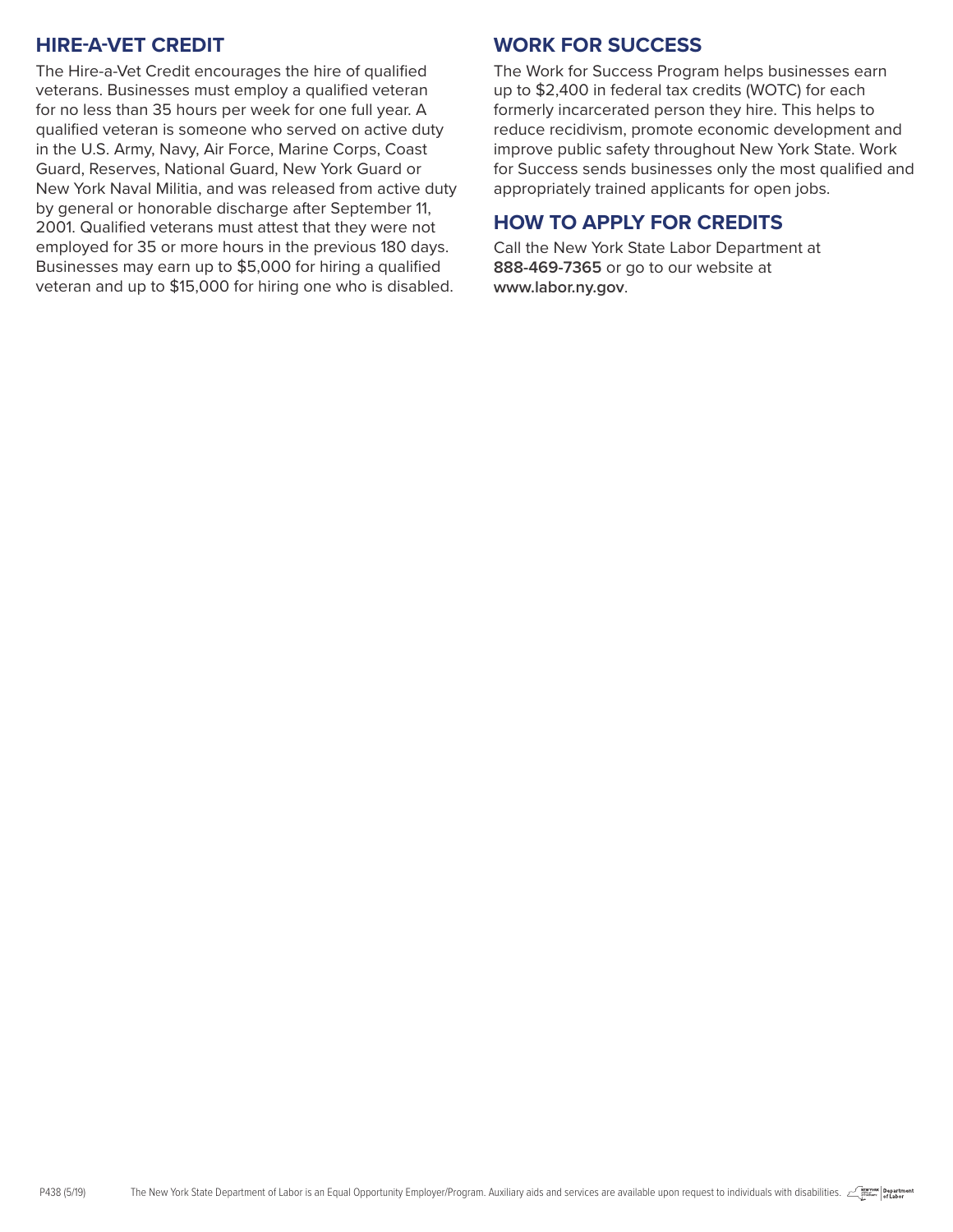## HIRE-A-VET CREDIT

The Hire-a-Vet Credit encourages the hire of qualified veterans. Businesses must employ a qualified veteran for no less than 35 hours per week for one full year. A qualified veteran is someone who served on active duty in the U.S. Army, Navy, Air Force, Marine Corps, Coast Guard, Reserves, National Guard, New York Guard or New York Naval Militia, and was released from active duty by general or honorable discharge after September 11, 2001. Qualified veterans must attest that they were not employed for 35 or more hours in the previous 180 days. Businesses may earn up to $5,000 for hiring a qualified veteran and up to $15,000 for hiring one who is disabled.

## WORK FOR SUCCESS

The Work for Success Program helps businesses earn up to $2,400 in federal tax credits (WOTC) for each formerly incarcerated person they hire. This helps to reduce recidivism, promote economic development and improve public safety throughout New York State. Work for Success sends businesses only the most qualified and appropriately trained applicants for open jobs.

## HOW TO APPLY FOR CREDITS

Call the New York State Labor Department at **888-469-7365** or go to our website at **www.labor.ny.gov**.

P438 (5/19) The New York State Department of Labor is an Equal Opportunity Employer/Program. Auxiliary aids and services are available upon request to individuals with disabilities.